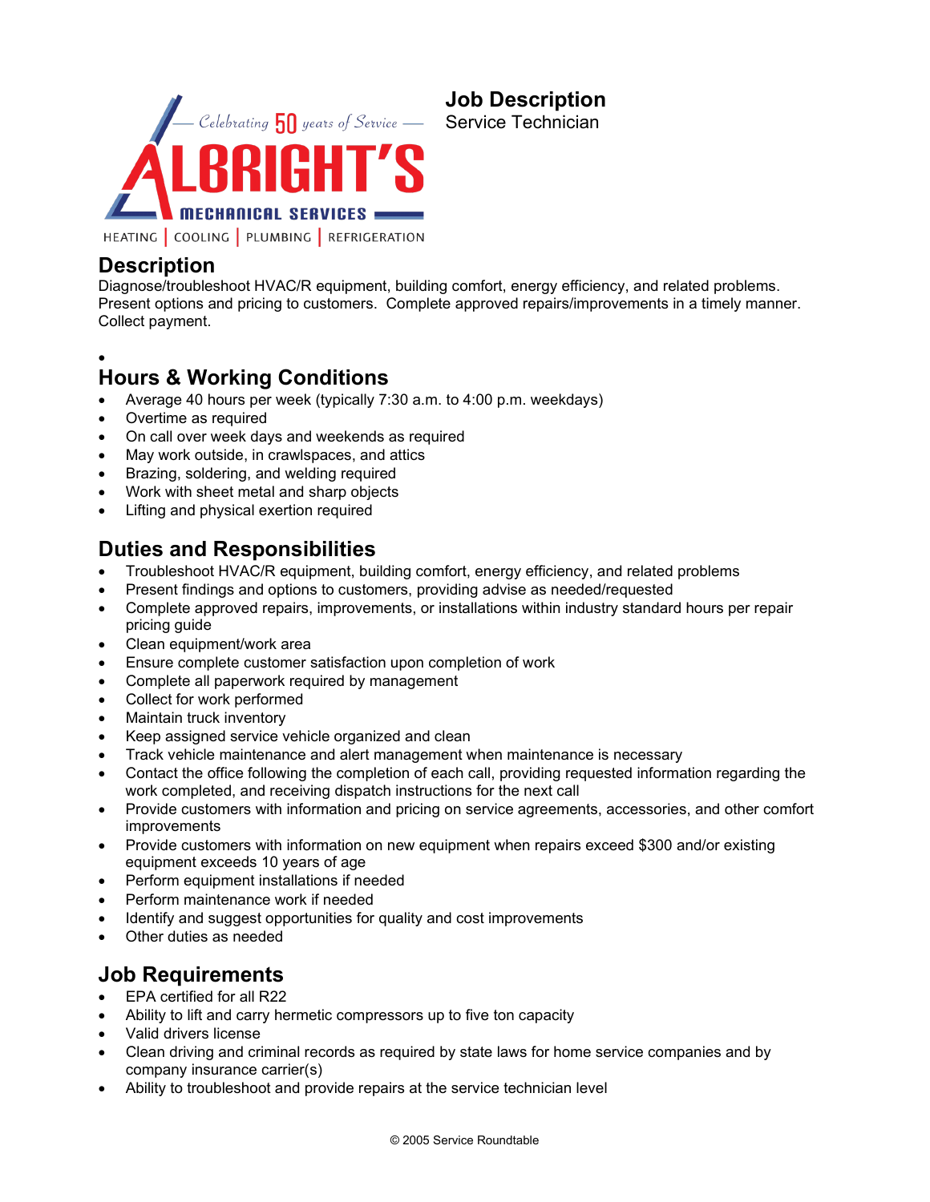Celebrating 50 years of Service

ALBRIGHT'S MECHANICAL SERVICES

HEATING | COOLING | PLUMBING | REFRIGERATION

**Job Description**
Service Technician

## Description

Diagnose/troubleshoot HVAC/R equipment, building comfort, energy efficiency, and related problems. Present options and pricing to customers. Complete approved repairs/improvements in a timely manner. Collect payment.

## Hours & Working Conditions

- Average 40 hours per week (typically 7:30 a.m. to 4:00 p.m. weekdays)
- Overtime as required
- On call over week days and weekends as required
- May work outside, in crawlspaces, and attics
- Brazing, soldering, and welding required
- Work with sheet metal and sharp objects
- Lifting and physical exertion required

## Duties and Responsibilities

- Troubleshoot HVAC/R equipment, building comfort, energy efficiency, and related problems
- Present findings and options to customers, providing advise as needed/requested
- Complete approved repairs, improvements, or installations within industry standard hours per repair pricing guide
- Clean equipment/work area
- Ensure complete customer satisfaction upon completion of work
- Complete all paperwork required by management
- Collect for work performed
- Maintain truck inventory
- Keep assigned service vehicle organized and clean
- Track vehicle maintenance and alert management when maintenance is necessary
- Contact the office following the completion of each call, providing requested information regarding the work completed, and receiving dispatch instructions for the next call
- Provide customers with information and pricing on service agreements, accessories, and other comfort improvements
- Provide customers with information on new equipment when repairs exceed $300 and/or existing equipment exceeds 10 years of age
- Perform equipment installations if needed
- Perform maintenance work if needed
- Identify and suggest opportunities for quality and cost improvements
- Other duties as needed

## Job Requirements

- EPA certified for all R22
- Ability to lift and carry hermetic compressors up to five ton capacity
- Valid drivers license
- Clean driving and criminal records as required by state laws for home service companies and by company insurance carrier(s)
- Ability to troubleshoot and provide repairs at the service technician level

© 2005 Service Roundtable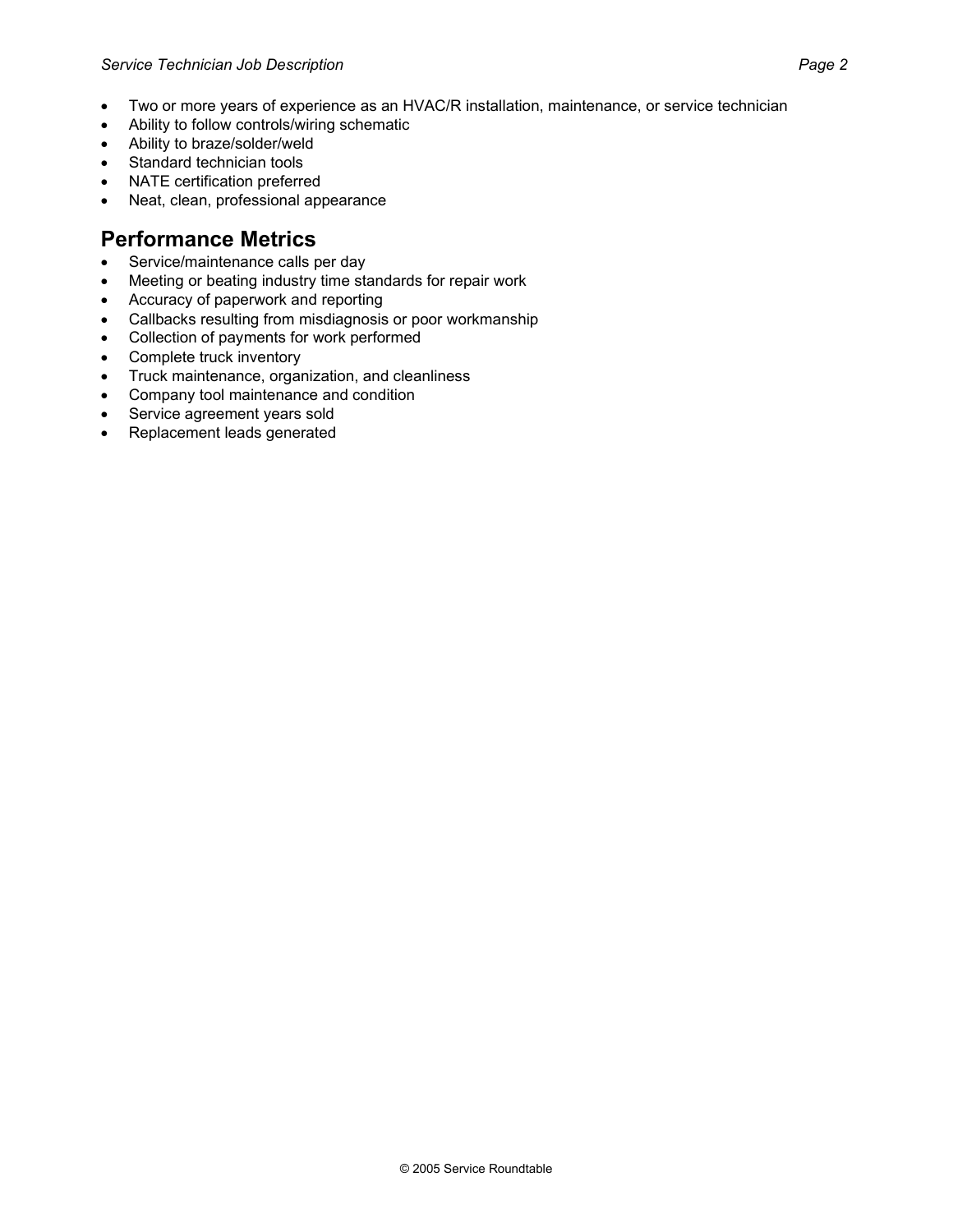- Two or more years of experience as an HVAC/R installation, maintenance, or service technician
- Ability to follow controls/wiring schematic
- Ability to braze/solder/weld
- Standard technician tools
- NATE certification preferred
- Neat, clean, professional appearance

## Performance Metrics

- Service/maintenance calls per day
- Meeting or beating industry time standards for repair work
- Accuracy of paperwork and reporting
- Callbacks resulting from misdiagnosis or poor workmanship
- Collection of payments for work performed
- Complete truck inventory
- Truck maintenance, organization, and cleanliness
- Company tool maintenance and condition
- Service agreement years sold
- Replacement leads generated